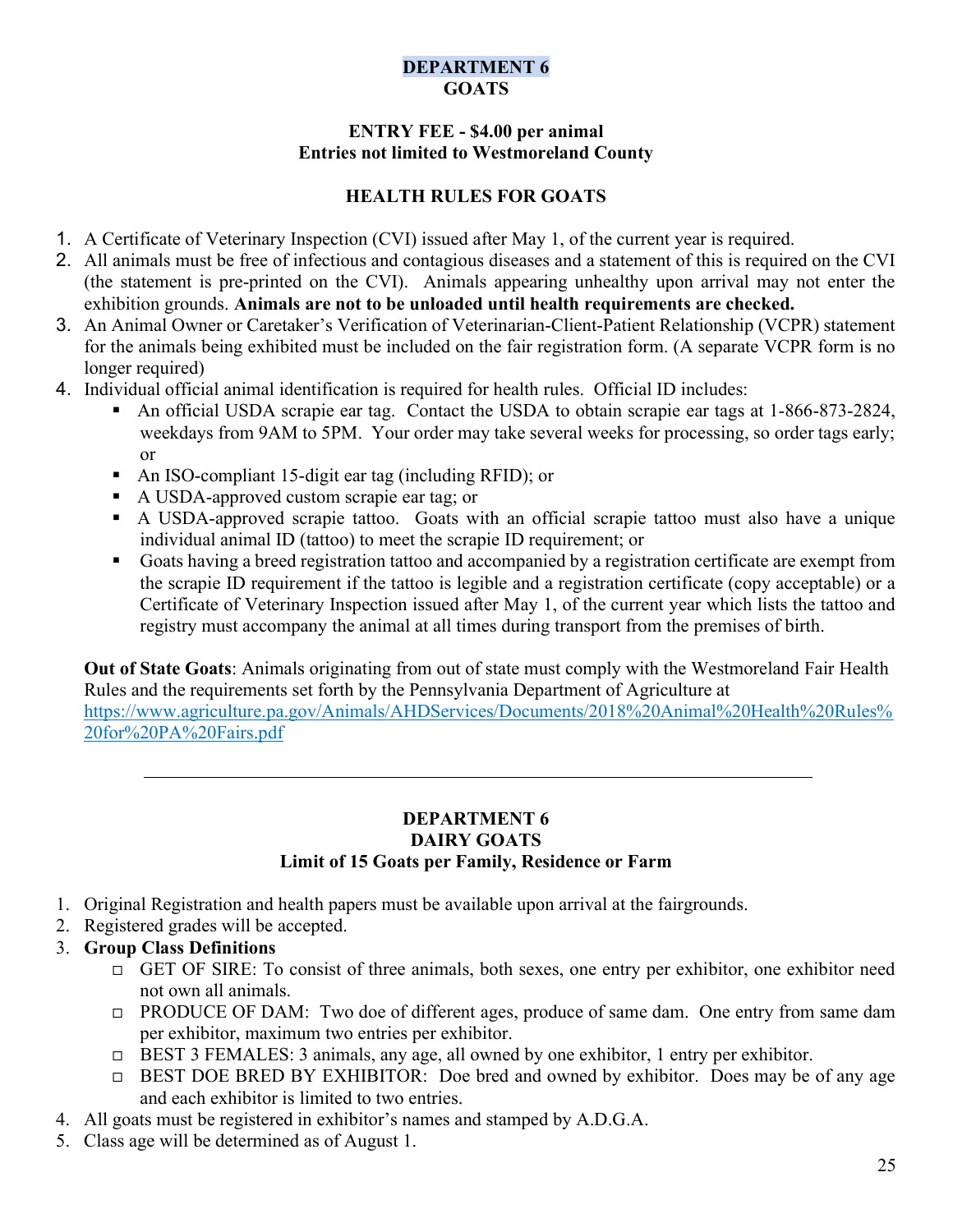# DEPARTMENT 6
# GOATS

**ENTRY FEE - $4.00 per animal**
**Entries not limited to Westmoreland County**

## HEALTH RULES FOR GOATS

1. A Certificate of Veterinary Inspection (CVI) issued after May 1, of the current year is required.
2. All animals must be free of infectious and contagious diseases and a statement of this is required on the CVI (the statement is pre-printed on the CVI). Animals appearing unhealthy upon arrival may not enter the exhibition grounds. **Animals are not to be unloaded until health requirements are checked.**
3. An Animal Owner or Caretaker's Verification of Veterinarian-Client-Patient Relationship (VCPR) statement for the animals being exhibited must be included on the fair registration form. (A separate VCPR form is no longer required)
4. Individual official animal identification is required for health rules. Official ID includes:
   - An official USDA scrapie ear tag. Contact the USDA to obtain scrapie ear tags at 1-866-873-2824, weekdays from 9AM to 5PM. Your order may take several weeks for processing, so order tags early; or
   - An ISO-compliant 15-digit ear tag (including RFID); or
   - A USDA-approved custom scrapie ear tag; or
   - A USDA-approved scrapie tattoo. Goats with an official scrapie tattoo must also have a unique individual animal ID (tattoo) to meet the scrapie ID requirement; or
   - Goats having a breed registration tattoo and accompanied by a registration certificate are exempt from the scrapie ID requirement if the tattoo is legible and a registration certificate (copy acceptable) or a Certificate of Veterinary Inspection issued after May 1, of the current year which lists the tattoo and registry must accompany the animal at all times during transport from the premises of birth.

**Out of State Goats**: Animals originating from out of state must comply with the Westmoreland Fair Health Rules and the requirements set forth by the Pennsylvania Department of Agriculture at https://www.agriculture.pa.gov/Animals/AHDServices/Documents/2018%20Animal%20Health%20Rules%20for%20PA%20Fairs.pdf

---

# DEPARTMENT 6
# DAIRY GOATS

**Limit of 15 Goats per Family, Residence or Farm**

1. Original Registration and health papers must be available upon arrival at the fairgrounds.
2. Registered grades will be accepted.
3. **Group Class Definitions**
   - GET OF SIRE: To consist of three animals, both sexes, one entry per exhibitor, one exhibitor need not own all animals.
   - PRODUCE OF DAM: Two doe of different ages, produce of same dam. One entry from same dam per exhibitor, maximum two entries per exhibitor.
   - BEST 3 FEMALES: 3 animals, any age, all owned by one exhibitor, 1 entry per exhibitor.
   - BEST DOE BRED BY EXHIBITOR: Doe bred and owned by exhibitor. Does may be of any age and each exhibitor is limited to two entries.
4. All goats must be registered in exhibitor's names and stamped by A.D.G.A.
5. Class age will be determined as of August 1.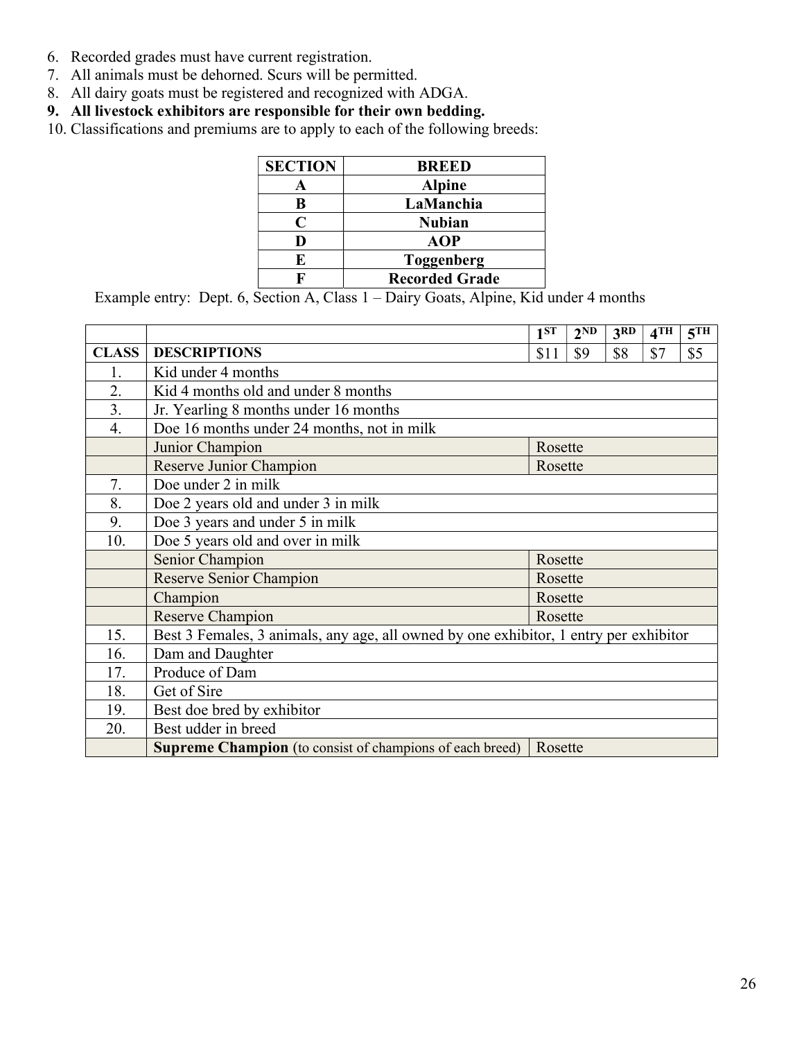6. Recorded grades must have current registration.
7. All animals must be dehorned. Scurs will be permitted.
8. All dairy goats must be registered and recognized with ADGA.
9. **All livestock exhibitors are responsible for their own bedding.**
10. Classifications and premiums are to apply to each of the following breeds:

| SECTION | BREED |
|---|---|
| A | Alpine |
| B | LaManchia |
| C | Nubian |
| D | AOP |
| E | Toggenberg |
| F | Recorded Grade |

Example entry: Dept. 6, Section A, Class 1 – Dairy Goats, Alpine, Kid under 4 months

| | | 1ST | 2ND | 3RD | 4TH | 5TH |
|---|---|---|---|---|---|---|
| **CLASS** | **DESCRIPTIONS** | $11 | $9 | $8 | $7 | $5 |
| 1. | Kid under 4 months | | | | | |
| 2. | Kid 4 months old and under 8 months | | | | | |
| 3. | Jr. Yearling 8 months under 16 months | | | | | |
| 4. | Doe 16 months under 24 months, not in milk | | | | | |
| | Junior Champion | Rosette | | | | |
| | Reserve Junior Champion | Rosette | | | | |
| 7. | Doe under 2 in milk | | | | | |
| 8. | Doe 2 years old and under 3 in milk | | | | | |
| 9. | Doe 3 years and under 5 in milk | | | | | |
| 10. | Doe 5 years old and over in milk | | | | | |
| | Senior Champion | Rosette | | | | |
| | Reserve Senior Champion | Rosette | | | | |
| | Champion | Rosette | | | | |
| | Reserve Champion | Rosette | | | | |
| 15. | Best 3 Females, 3 animals, any age, all owned by one exhibitor, 1 entry per exhibitor | | | | | |
| 16. | Dam and Daughter | | | | | |
| 17. | Produce of Dam | | | | | |
| 18. | Get of Sire | | | | | |
| 19. | Best doe bred by exhibitor | | | | | |
| 20. | Best udder in breed | | | | | |
| | **Supreme Champion** (to consist of champions of each breed) | Rosette | | | | |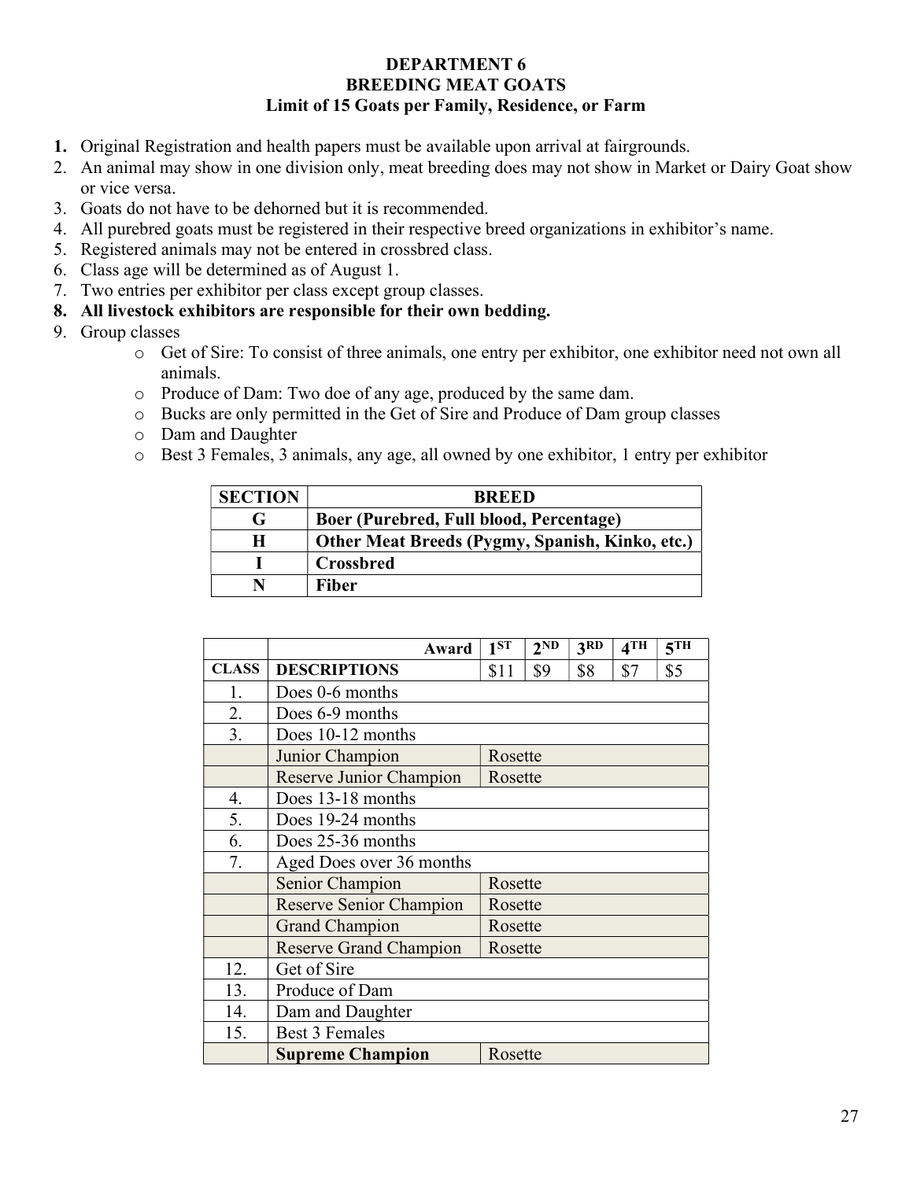# DEPARTMENT 6
## BREEDING MEAT GOATS
### Limit of 15 Goats per Family, Residence, or Farm

1. Original Registration and health papers must be available upon arrival at fairgrounds.
2. An animal may show in one division only, meat breeding does may not show in Market or Dairy Goat show or vice versa.
3. Goats do not have to be dehorned but it is recommended.
4. All purebred goats must be registered in their respective breed organizations in exhibitor's name.
5. Registered animals may not be entered in crossbred class.
6. Class age will be determined as of August 1.
7. Two entries per exhibitor per class except group classes.
8. **All livestock exhibitors are responsible for their own bedding.**
9. Group classes
   - Get of Sire: To consist of three animals, one entry per exhibitor, one exhibitor need not own all animals.
   - Produce of Dam: Two doe of any age, produced by the same dam.
   - Bucks are only permitted in the Get of Sire and Produce of Dam group classes
   - Dam and Daughter
   - Best 3 Females, 3 animals, any age, all owned by one exhibitor, 1 entry per exhibitor

| SECTION | BREED |
|---|---|
| G | Boer (Purebred, Full blood, Percentage) |
| H | Other Meat Breeds (Pygmy, Spanish, Kinko, etc.) |
| I | Crossbred |
| N | Fiber |

| | Award | 1ST | 2ND | 3RD | 4TH | 5TH |
|---|---|---|---|---|---|---|
| CLASS | DESCRIPTIONS | $11 | $9 | $8 | $7 | $5 |
| 1. | Does 0-6 months | | | | | |
| 2. | Does 6-9 months | | | | | |
| 3. | Does 10-12 months | | | | | |
| | Junior Champion | Rosette | | | | |
| | Reserve Junior Champion | Rosette | | | | |
| 4. | Does 13-18 months | | | | | |
| 5. | Does 19-24 months | | | | | |
| 6. | Does 25-36 months | | | | | |
| 7. | Aged Does over 36 months | | | | | |
| | Senior Champion | Rosette | | | | |
| | Reserve Senior Champion | Rosette | | | | |
| | Grand Champion | Rosette | | | | |
| | Reserve Grand Champion | Rosette | | | | |
| 12. | Get of Sire | | | | | |
| 13. | Produce of Dam | | | | | |
| 14. | Dam and Daughter | | | | | |
| 15. | Best 3 Females | | | | | |
| | **Supreme Champion** | Rosette | | | | |